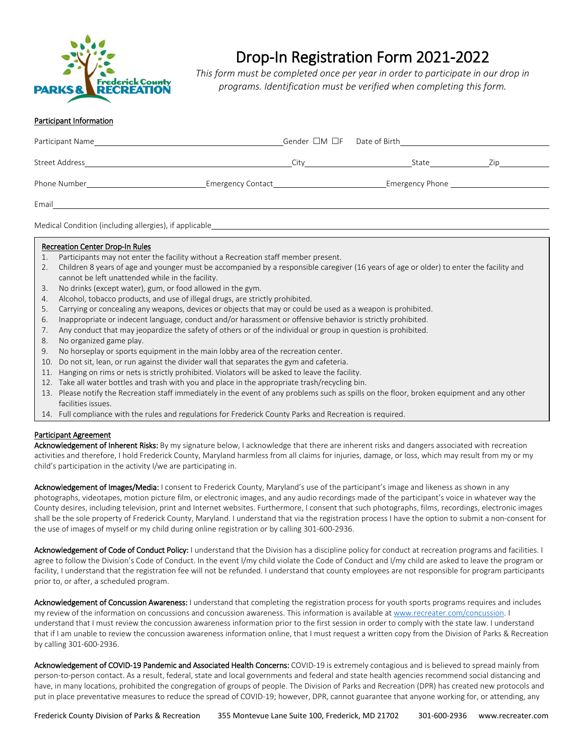# Drop-In Registration Form 2021-2022

*This form must be completed once per year in order to participate in our drop in programs. Identification must be verified when completing this form.*

Frederick County PARKS & RECREATION

## Participant Information

Participant Name\_\_\_\_\_\_\_\_\_\_\_\_\_\_\_\_\_\_\_\_\_\_\_\_\_\_\_\_\_\_\_\_\_\_\_\_\_\_\_\_ Gender ☐M ☐F Date of Birth\_\_\_\_\_\_\_\_\_\_\_\_\_\_\_\_\_\_\_\_\_\_\_\_\_\_\_\_\_\_\_\_

Street Address\_\_\_\_\_\_\_\_\_\_\_\_\_\_\_\_\_\_\_\_\_\_\_\_\_\_\_\_\_\_\_\_\_\_\_\_\_\_\_\_\_\_\_ City\_\_\_\_\_\_\_\_\_\_\_\_\_\_\_\_\_\_\_\_\_\_\_\_ State\_\_\_\_\_\_\_\_\_\_\_ Zip\_\_\_\_\_\_\_\_\_\_\_

Phone Number\_\_\_\_\_\_\_\_\_\_\_\_\_\_\_\_\_\_\_\_\_\_\_\_\_\_ Emergency Contact\_\_\_\_\_\_\_\_\_\_\_\_\_\_\_\_\_\_\_\_\_\_\_\_\_\_ Emergency Phone \_\_\_\_\_\_\_\_\_\_\_\_\_\_\_\_\_\_\_\_\_\_\_\_

Email\_\_\_\_\_\_\_\_\_\_\_\_\_\_\_\_\_\_\_\_\_\_\_\_\_\_\_\_\_\_\_\_\_\_\_\_\_\_\_\_\_\_\_\_\_\_\_\_\_\_\_\_\_\_\_\_\_\_\_\_\_\_\_\_\_\_\_\_\_\_\_\_\_\_\_\_\_\_\_\_\_\_\_\_\_\_\_\_\_\_\_\_

Medical Condition (including allergies), if applicable\_\_\_\_\_\_\_\_\_\_\_\_\_\_\_\_\_\_\_\_\_\_\_\_\_\_\_\_\_\_\_\_\_\_\_\_\_\_\_\_\_\_\_\_\_\_\_\_\_\_\_\_\_\_\_\_\_\_

## Recreation Center Drop-In Rules

1. Participants may not enter the facility without a Recreation staff member present.
2. Children 8 years of age and younger must be accompanied by a responsible caregiver (16 years of age or older) to enter the facility and cannot be left unattended while in the facility.
3. No drinks (except water), gum, or food allowed in the gym.
4. Alcohol, tobacco products, and use of illegal drugs, are strictly prohibited.
5. Carrying or concealing any weapons, devices or objects that may or could be used as a weapon is prohibited.
6. Inappropriate or indecent language, conduct and/or harassment or offensive behavior is strictly prohibited.
7. Any conduct that may jeopardize the safety of others or of the individual or group in question is prohibited.
8. No organized game play.
9. No horseplay or sports equipment in the main lobby area of the recreation center.
10. Do not sit, lean, or run against the divider wall that separates the gym and cafeteria.
11. Hanging on rims or nets is strictly prohibited. Violators will be asked to leave the facility.
12. Take all water bottles and trash with you and place in the appropriate trash/recycling bin.
13. Please notify the Recreation staff immediately in the event of any problems such as spills on the floor, broken equipment and any other facilities issues.
14. Full compliance with the rules and regulations for Frederick County Parks and Recreation is required.

## Participant Agreement

**Acknowledgement of Inherent Risks:** By my signature below, I acknowledge that there are inherent risks and dangers associated with recreation activities and therefore, I hold Frederick County, Maryland harmless from all claims for injuries, damage, or loss, which may result from my or my child's participation in the activity I/we are participating in.

**Acknowledgement of Images/Media:** I consent to Frederick County, Maryland's use of the participant's image and likeness as shown in any photographs, videotapes, motion picture film, or electronic images, and any audio recordings made of the participant's voice in whatever way the County desires, including television, print and Internet websites. Furthermore, I consent that such photographs, films, recordings, electronic images shall be the sole property of Frederick County, Maryland. I understand that via the registration process I have the option to submit a non-consent for the use of images of myself or my child during online registration or by calling 301-600-2936.

**Acknowledgement of Code of Conduct Policy:** I understand that the Division has a discipline policy for conduct at recreation programs and facilities. I agree to follow the Division's Code of Conduct. In the event I/my child violate the Code of Conduct and I/my child are asked to leave the program or facility, I understand that the registration fee will not be refunded. I understand that county employees are not responsible for program participants prior to, or after, a scheduled program.

**Acknowledgement of Concussion Awareness:** I understand that completing the registration process for youth sports programs requires and includes my review of the information on concussions and concussion awareness. This information is available at www.recreater.com/concussion. I understand that I must review the concussion awareness information prior to the first session in order to comply with the state law. I understand that if I am unable to review the concussion awareness information online, that I must request a written copy from the Division of Parks & Recreation by calling 301-600-2936.

**Acknowledgement of COVID-19 Pandemic and Associated Health Concerns:** COVID-19 is extremely contagious and is believed to spread mainly from person-to-person contact. As a result, federal, state and local governments and federal and state health agencies recommend social distancing and have, in many locations, prohibited the congregation of groups of people. The Division of Parks and Recreation (DPR) has created new protocols and put in place preventative measures to reduce the spread of COVID-19; however, DPR, cannot guarantee that anyone working for, or attending, any

Frederick County Division of Parks & Recreation 355 Montevue Lane Suite 100, Frederick, MD 21702 301-600-2936 www.recreater.com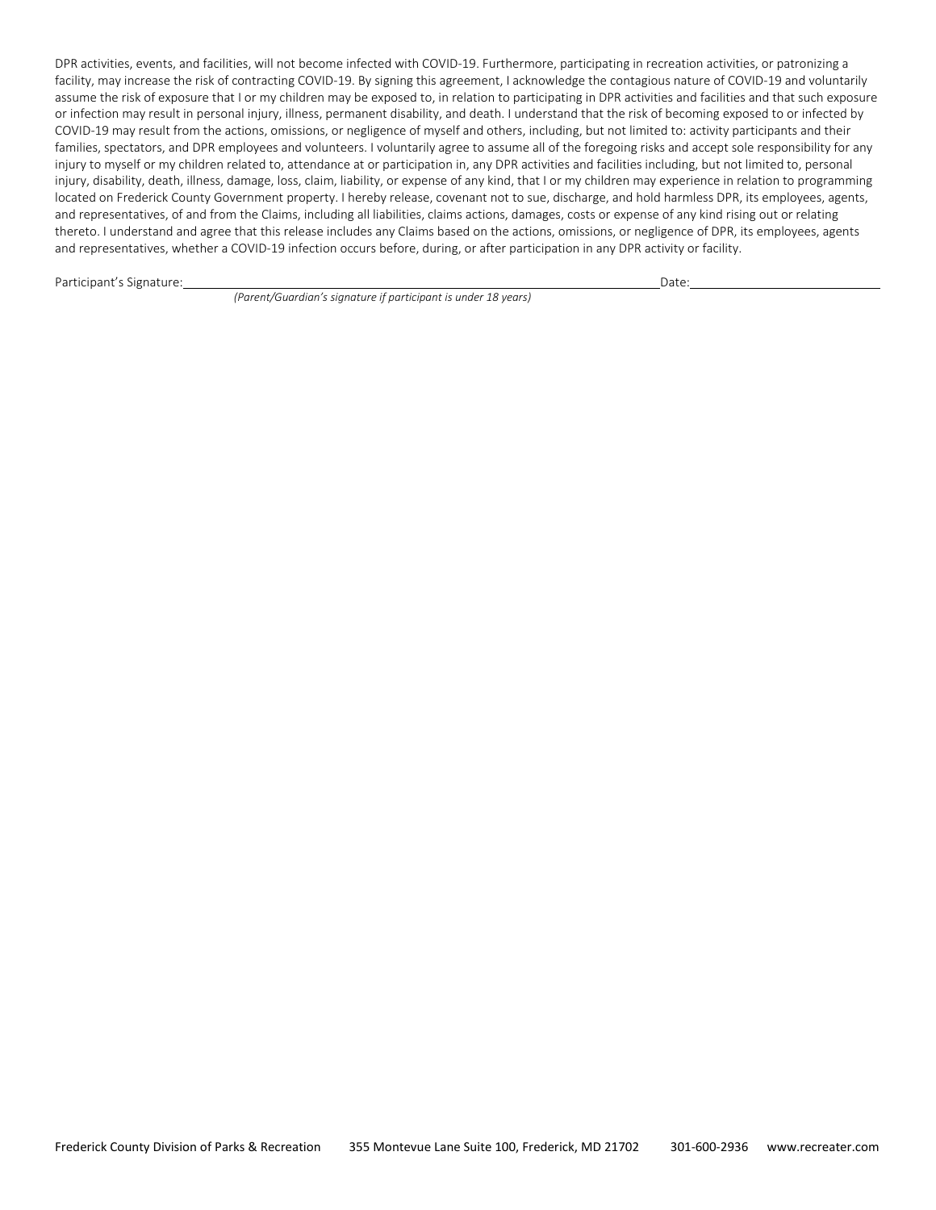DPR activities, events, and facilities, will not become infected with COVID-19. Furthermore, participating in recreation activities, or patronizing a facility, may increase the risk of contracting COVID-19. By signing this agreement, I acknowledge the contagious nature of COVID-19 and voluntarily assume the risk of exposure that I or my children may be exposed to, in relation to participating in DPR activities and facilities and that such exposure or infection may result in personal injury, illness, permanent disability, and death. I understand that the risk of becoming exposed to or infected by COVID-19 may result from the actions, omissions, or negligence of myself and others, including, but not limited to: activity participants and their families, spectators, and DPR employees and volunteers. I voluntarily agree to assume all of the foregoing risks and accept sole responsibility for any injury to myself or my children related to, attendance at or participation in, any DPR activities and facilities including, but not limited to, personal injury, disability, death, illness, damage, loss, claim, liability, or expense of any kind, that I or my children may experience in relation to programming located on Frederick County Government property. I hereby release, covenant not to sue, discharge, and hold harmless DPR, its employees, agents, and representatives, of and from the Claims, including all liabilities, claims actions, damages, costs or expense of any kind rising out or relating thereto. I understand and agree that this release includes any Claims based on the actions, omissions, or negligence of DPR, its employees, agents and representatives, whether a COVID-19 infection occurs before, during, or after participation in any DPR activity or facility.

Participant's Signature:______________________________________________ Date:____________________

*(Parent/Guardian's signature if participant is under 18 years)*

Frederick County Division of Parks & Recreation 355 Montevue Lane Suite 100, Frederick, MD 21702 301-600-2936 www.recreater.com